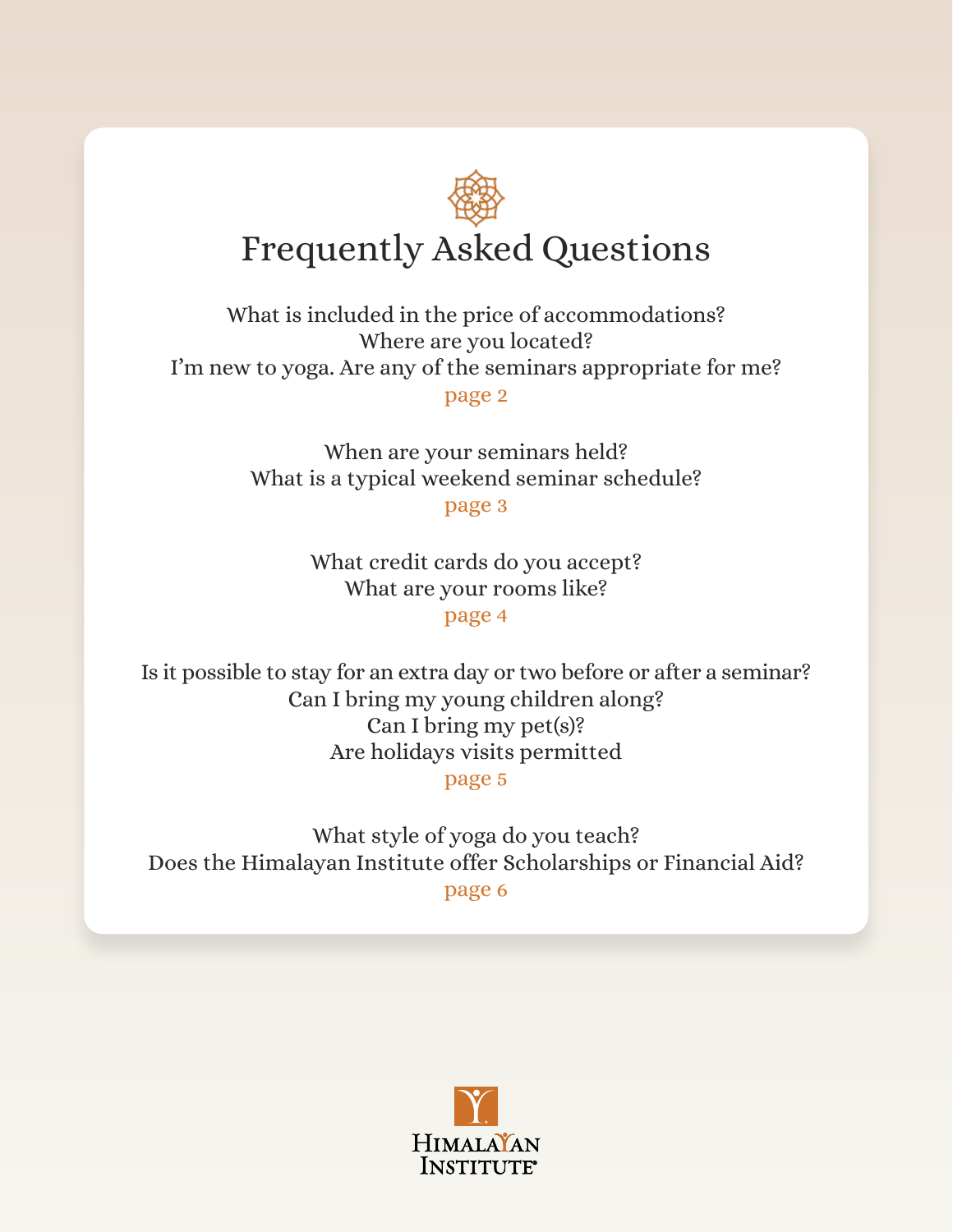# Frequently Asked Questions

What is included in the price of accommodations?
Where are you located?
I'm new to yoga. Are any of the seminars appropriate for me?
page 2

When are your seminars held?
What is a typical weekend seminar schedule?
page 3

What credit cards do you accept?
What are your rooms like?
page 4

Is it possible to stay for an extra day or two before or after a seminar?
Can I bring my young children along?
Can I bring my pet(s)?
Are holidays visits permitted
page 5

What style of yoga do you teach?
Does the Himalayan Institute offer Scholarships or Financial Aid?
page 6

Himalayan Institute®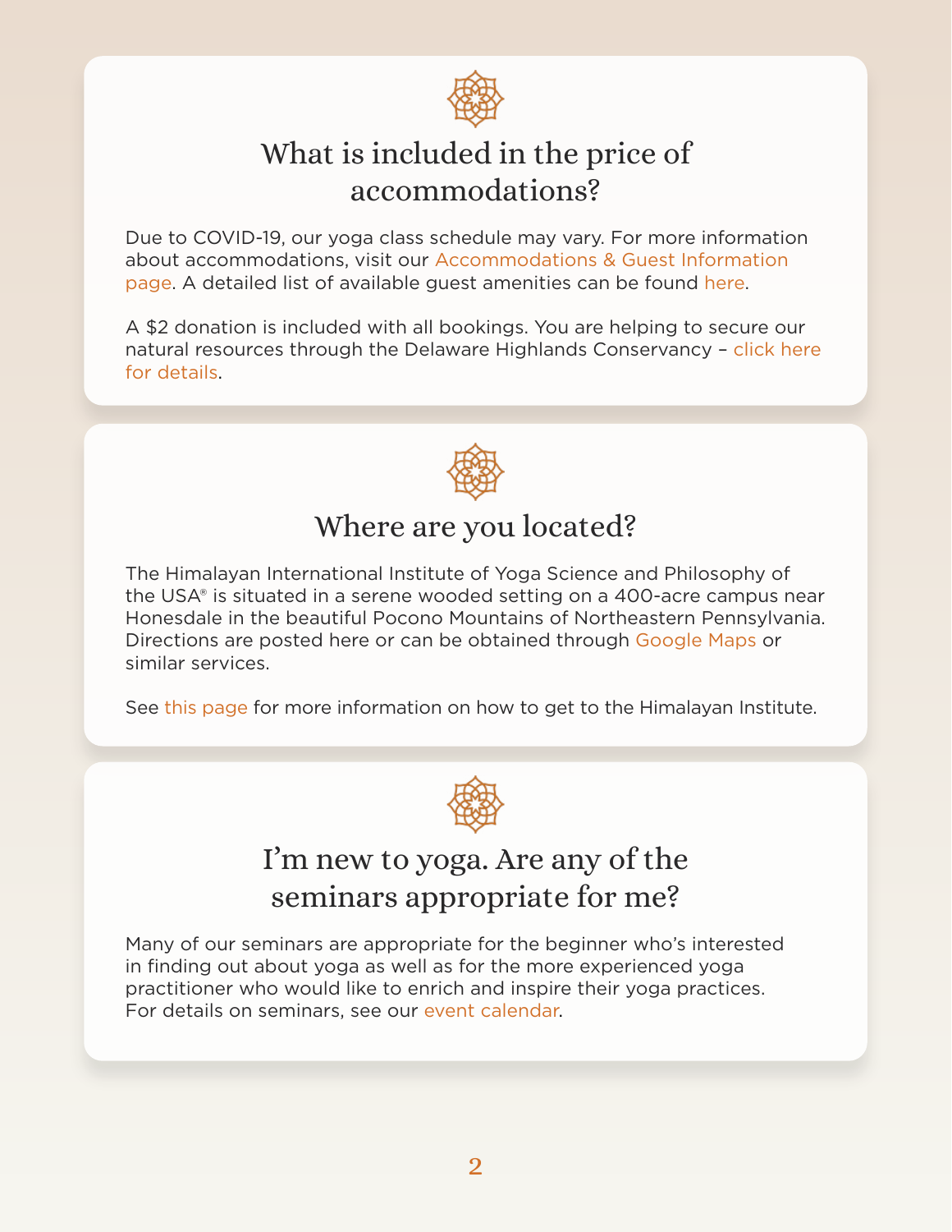## What is included in the price of accommodations?

Due to COVID-19, our yoga class schedule may vary. For more information about accommodations, visit our Accommodations & Guest Information page. A detailed list of available guest amenities can be found here.

A $2 donation is included with all bookings. You are helping to secure our natural resources through the Delaware Highlands Conservancy – click here for details.

## Where are you located?

The Himalayan International Institute of Yoga Science and Philosophy of the USA® is situated in a serene wooded setting on a 400-acre campus near Honesdale in the beautiful Pocono Mountains of Northeastern Pennsylvania. Directions are posted here or can be obtained through Google Maps or similar services.

See this page for more information on how to get to the Himalayan Institute.

## I'm new to yoga. Are any of the seminars appropriate for me?

Many of our seminars are appropriate for the beginner who's interested in finding out about yoga as well as for the more experienced yoga practitioner who would like to enrich and inspire their yoga practices. For details on seminars, see our event calendar.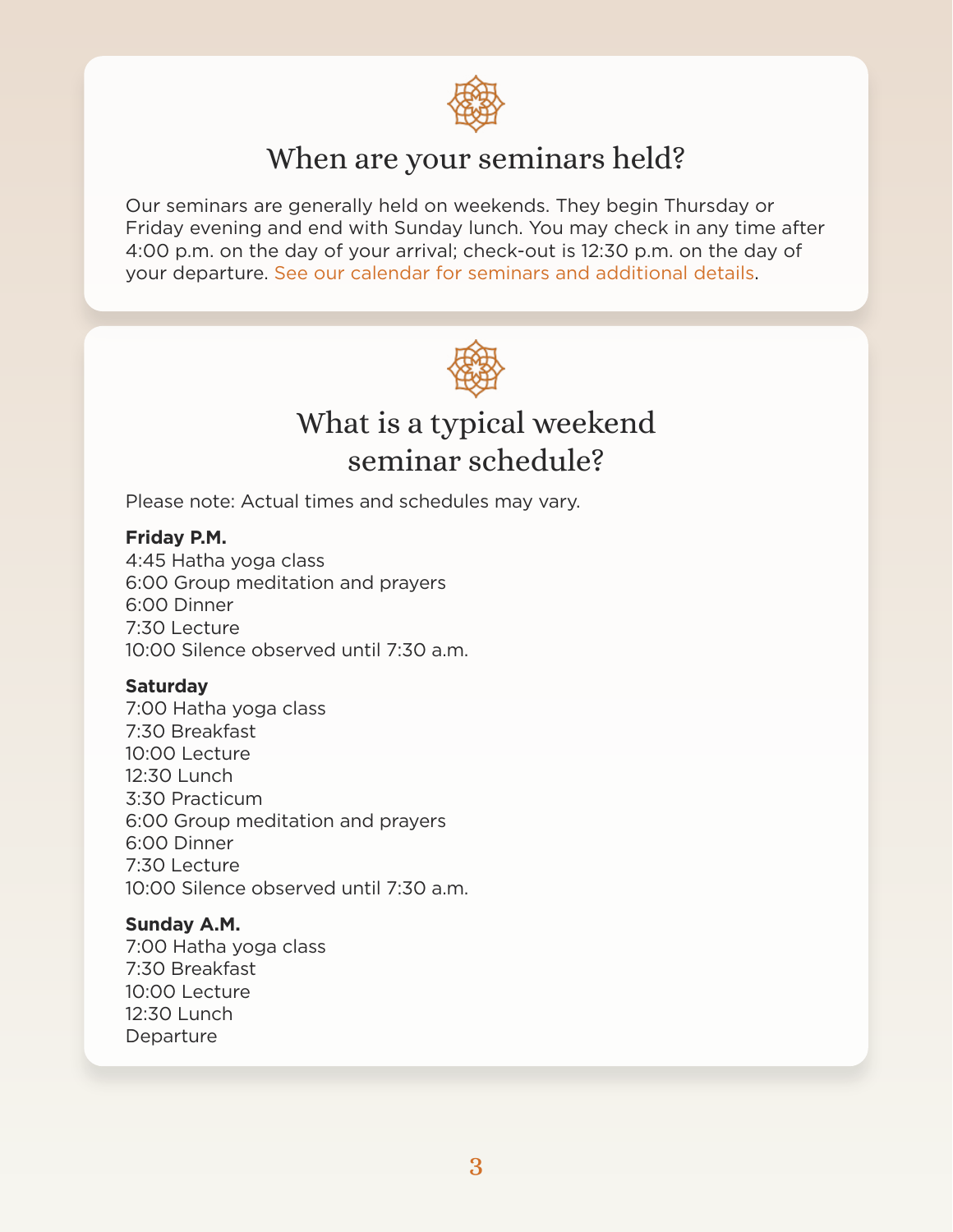## When are your seminars held?

Our seminars are generally held on weekends. They begin Thursday or Friday evening and end with Sunday lunch. You may check in any time after 4:00 p.m. on the day of your arrival; check-out is 12:30 p.m. on the day of your departure. See our calendar for seminars and additional details.

## What is a typical weekend seminar schedule?

Please note: Actual times and schedules may vary.

**Friday P.M.**
4:45 Hatha yoga class
6:00 Group meditation and prayers
6:00 Dinner
7:30 Lecture
10:00 Silence observed until 7:30 a.m.

**Saturday**
7:00 Hatha yoga class
7:30 Breakfast
10:00 Lecture
12:30 Lunch
3:30 Practicum
6:00 Group meditation and prayers
6:00 Dinner
7:30 Lecture
10:00 Silence observed until 7:30 a.m.

**Sunday A.M.**
7:00 Hatha yoga class
7:30 Breakfast
10:00 Lecture
12:30 Lunch
Departure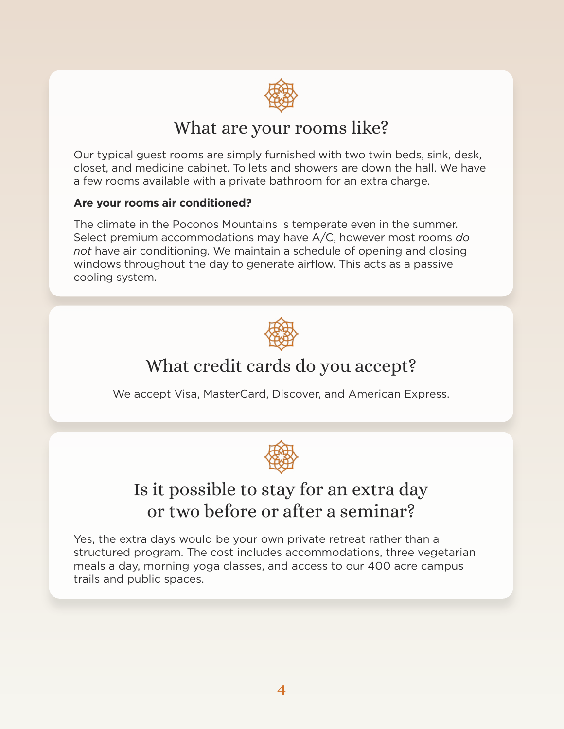## What are your rooms like?

Our typical guest rooms are simply furnished with two twin beds, sink, desk, closet, and medicine cabinet. Toilets and showers are down the hall. We have a few rooms available with a private bathroom for an extra charge.

**Are your rooms air conditioned?**

The climate in the Poconos Mountains is temperate even in the summer. Select premium accommodations may have A/C, however most rooms *do not* have air conditioning. We maintain a schedule of opening and closing windows throughout the day to generate airflow. This acts as a passive cooling system.

## What credit cards do you accept?

We accept Visa, MasterCard, Discover, and American Express.

## Is it possible to stay for an extra day or two before or after a seminar?

Yes, the extra days would be your own private retreat rather than a structured program. The cost includes accommodations, three vegetarian meals a day, morning yoga classes, and access to our 400 acre campus trails and public spaces.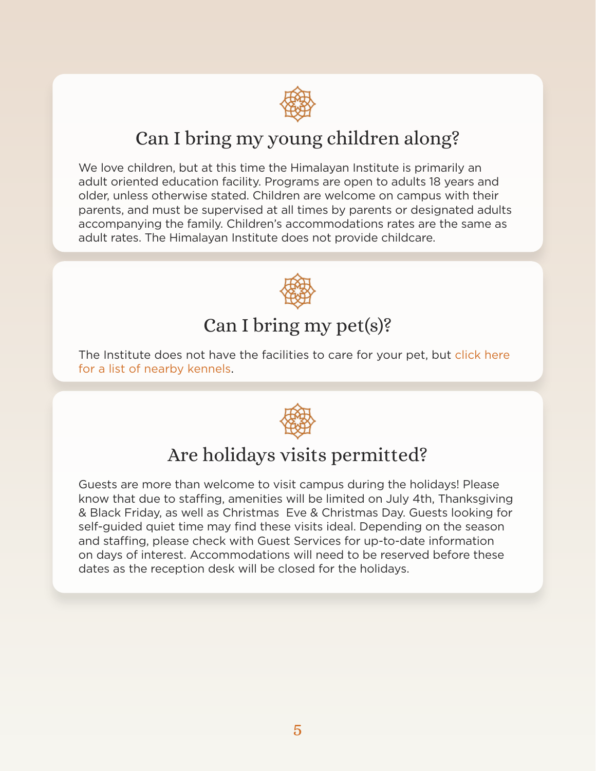## Can I bring my young children along?

We love children, but at this time the Himalayan Institute is primarily an adult oriented education facility. Programs are open to adults 18 years and older, unless otherwise stated. Children are welcome on campus with their parents, and must be supervised at all times by parents or designated adults accompanying the family. Children's accommodations rates are the same as adult rates. The Himalayan Institute does not provide childcare.

## Can I bring my pet(s)?

The Institute does not have the facilities to care for your pet, but click here for a list of nearby kennels.

## Are holidays visits permitted?

Guests are more than welcome to visit campus during the holidays! Please know that due to staffing, amenities will be limited on July 4th, Thanksgiving & Black Friday, as well as Christmas Eve & Christmas Day. Guests looking for self-guided quiet time may find these visits ideal. Depending on the season and staffing, please check with Guest Services for up-to-date information on days of interest. Accommodations will need to be reserved before these dates as the reception desk will be closed for the holidays.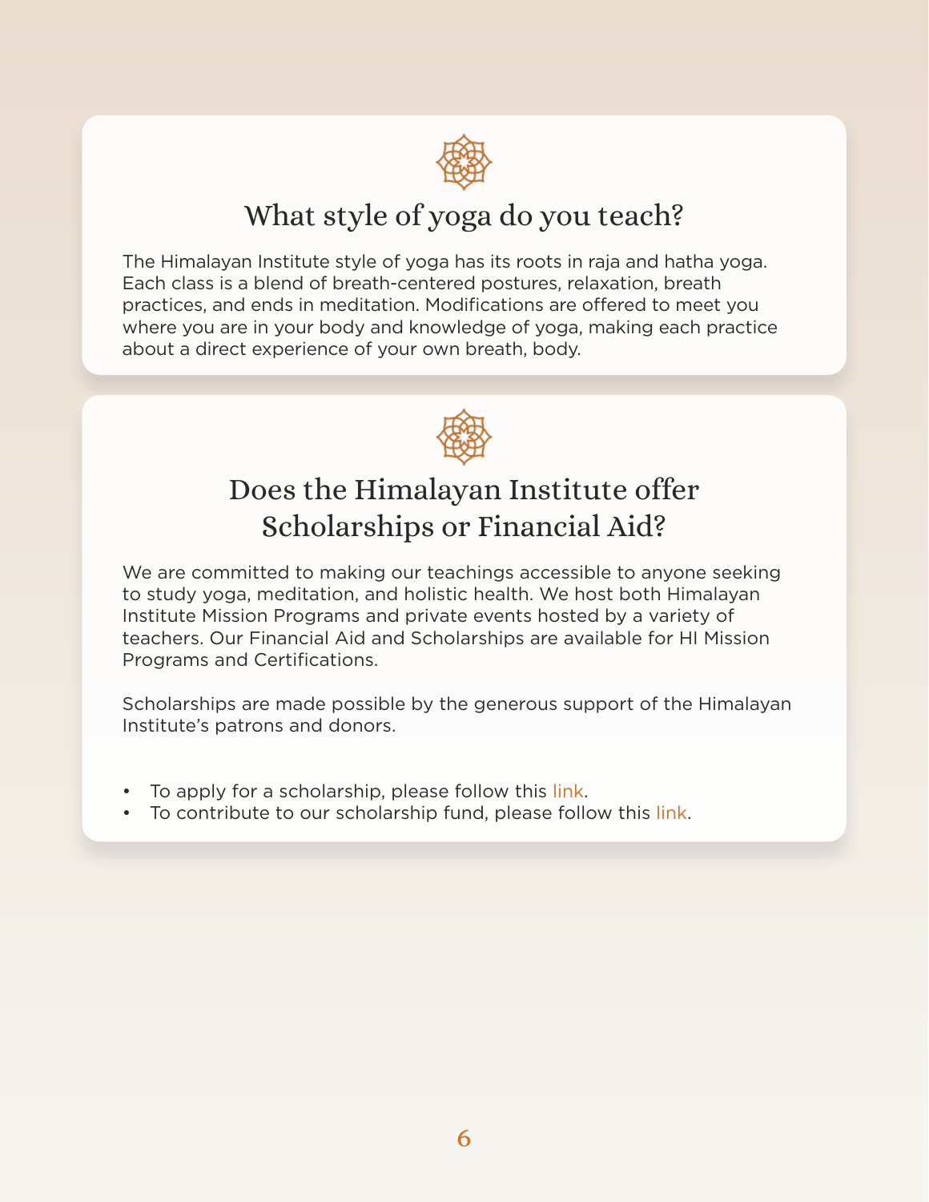## What style of yoga do you teach?

The Himalayan Institute style of yoga has its roots in raja and hatha yoga. Each class is a blend of breath-centered postures, relaxation, breath practices, and ends in meditation. Modifications are offered to meet you where you are in your body and knowledge of yoga, making each practice about a direct experience of your own breath, body.

## Does the Himalayan Institute offer Scholarships or Financial Aid?

We are committed to making our teachings accessible to anyone seeking to study yoga, meditation, and holistic health. We host both Himalayan Institute Mission Programs and private events hosted by a variety of teachers. Our Financial Aid and Scholarships are available for HI Mission Programs and Certifications.

Scholarships are made possible by the generous support of the Himalayan Institute's patrons and donors.

- To apply for a scholarship, please follow this link.
- To contribute to our scholarship fund, please follow this link.